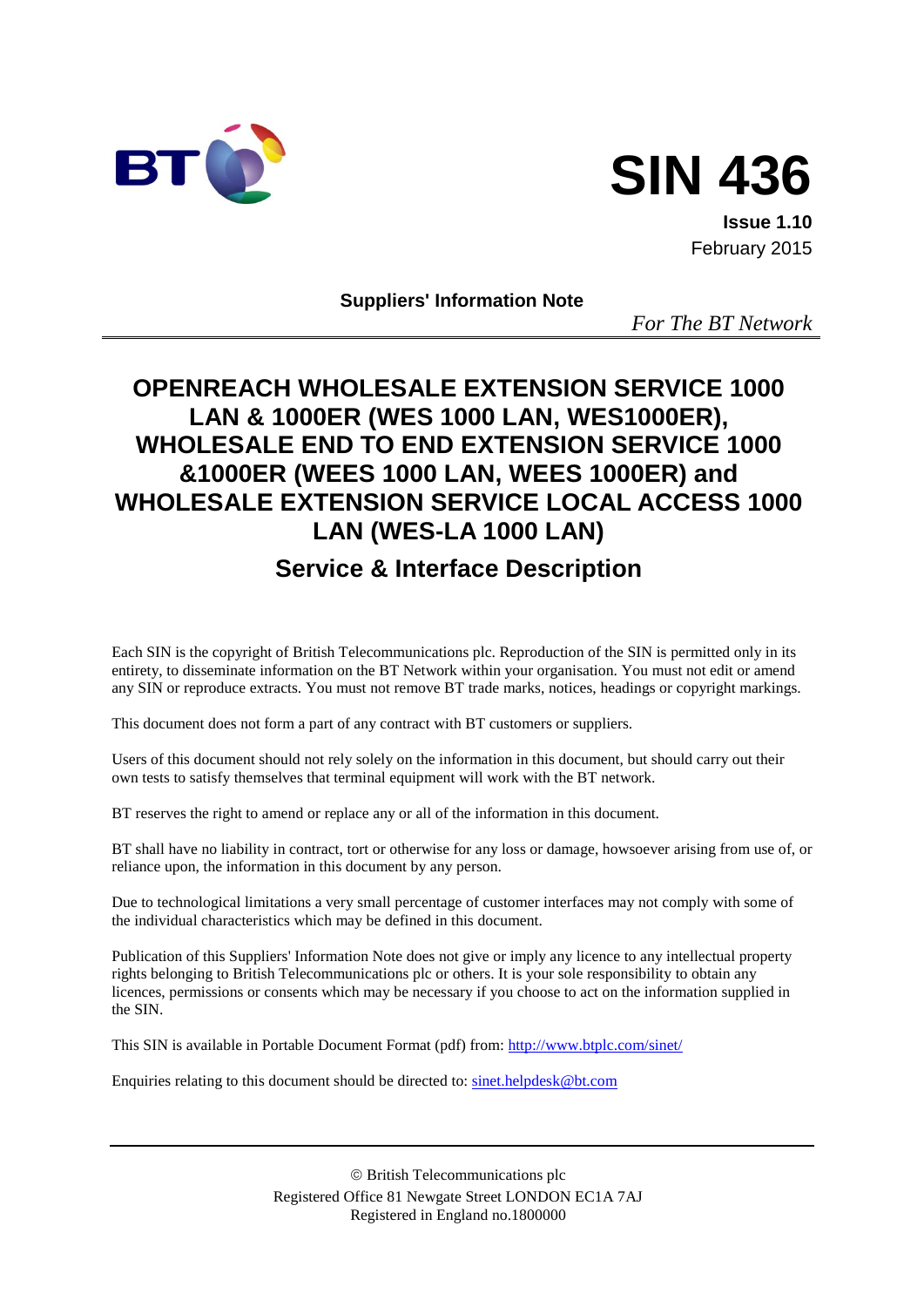# SIN 436

**Issue 1.10**
February 2015

**Suppliers' Information Note**

*For The BT Network*

# OPENREACH WHOLESALE EXTENSION SERVICE 1000 LAN & 1000ER (WES 1000 LAN, WES1000ER), WHOLESALE END TO END EXTENSION SERVICE 1000 &1000ER (WEES 1000 LAN, WEES 1000ER) and WHOLESALE EXTENSION SERVICE LOCAL ACCESS 1000 LAN (WES-LA 1000 LAN)

## Service & Interface Description

Each SIN is the copyright of British Telecommunications plc. Reproduction of the SIN is permitted only in its entirety, to disseminate information on the BT Network within your organisation. You must not edit or amend any SIN or reproduce extracts. You must not remove BT trade marks, notices, headings or copyright markings.

This document does not form a part of any contract with BT customers or suppliers.

Users of this document should not rely solely on the information in this document, but should carry out their own tests to satisfy themselves that terminal equipment will work with the BT network.

BT reserves the right to amend or replace any or all of the information in this document.

BT shall have no liability in contract, tort or otherwise for any loss or damage, howsoever arising from use of, or reliance upon, the information in this document by any person.

Due to technological limitations a very small percentage of customer interfaces may not comply with some of the individual characteristics which may be defined in this document.

Publication of this Suppliers' Information Note does not give or imply any licence to any intellectual property rights belonging to British Telecommunications plc or others. It is your sole responsibility to obtain any licences, permissions or consents which may be necessary if you choose to act on the information supplied in the SIN.

This SIN is available in Portable Document Format (pdf) from: http://www.btplc.com/sinet/

Enquiries relating to this document should be directed to: sinet.helpdesk@bt.com

© British Telecommunications plc
Registered Office 81 Newgate Street LONDON EC1A 7AJ
Registered in England no.1800000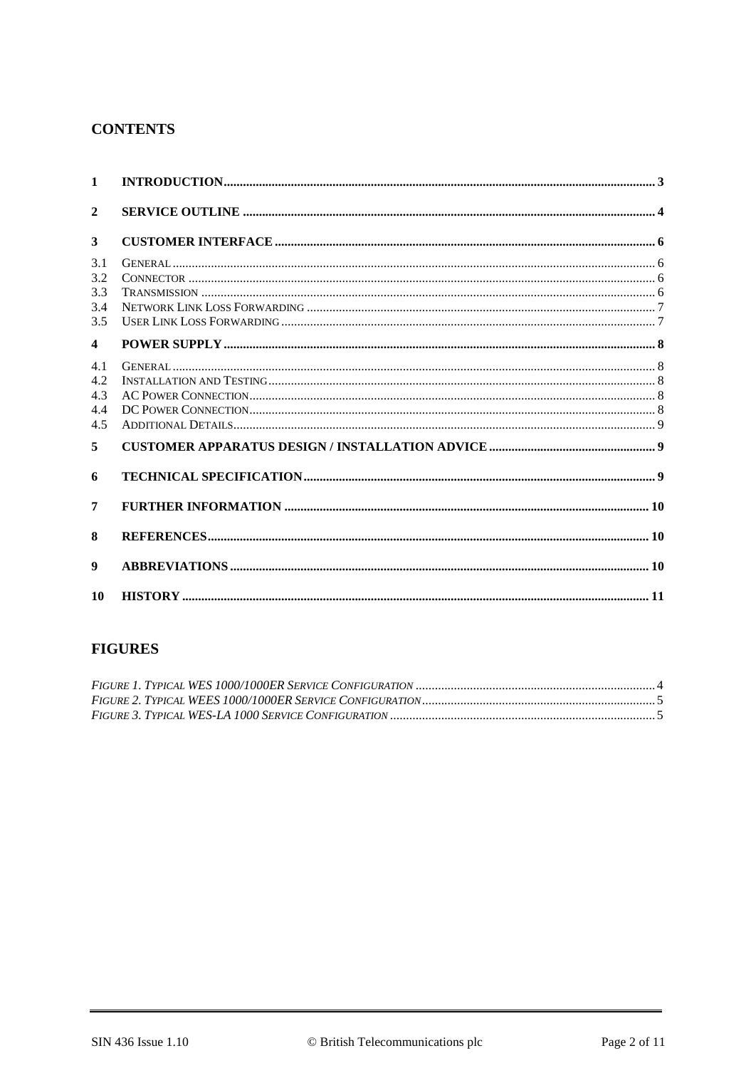## CONTENTS

**1 INTRODUCTION** ........ 3

**2 SERVICE OUTLINE** ........ 4

**3 CUSTOMER INTERFACE** ........ 6

3.1 GENERAL ........ 6
3.2 CONNECTOR ........ 6
3.3 TRANSMISSION ........ 6
3.4 NETWORK LINK LOSS FORWARDING ........ 7
3.5 USER LINK LOSS FORWARDING ........ 7

**4 POWER SUPPLY** ........ 8

4.1 GENERAL ........ 8
4.2 INSTALLATION AND TESTING ........ 8
4.3 AC POWER CONNECTION ........ 8
4.4 DC POWER CONNECTION ........ 8
4.5 ADDITIONAL DETAILS ........ 9

**5 CUSTOMER APPARATUS DESIGN / INSTALLATION ADVICE** ........ 9

**6 TECHNICAL SPECIFICATION** ........ 9

**7 FURTHER INFORMATION** ........ 10

**8 REFERENCES** ........ 10

**9 ABBREVIATIONS** ........ 10

**10 HISTORY** ........ 11

## FIGURES

*FIGURE 1. TYPICAL WES 1000/1000ER SERVICE CONFIGURATION* ........ 4
*FIGURE 2. TYPICAL WEES 1000/1000ER SERVICE CONFIGURATION* ........ 5
*FIGURE 3. TYPICAL WES-LA 1000 SERVICE CONFIGURATION* ........ 5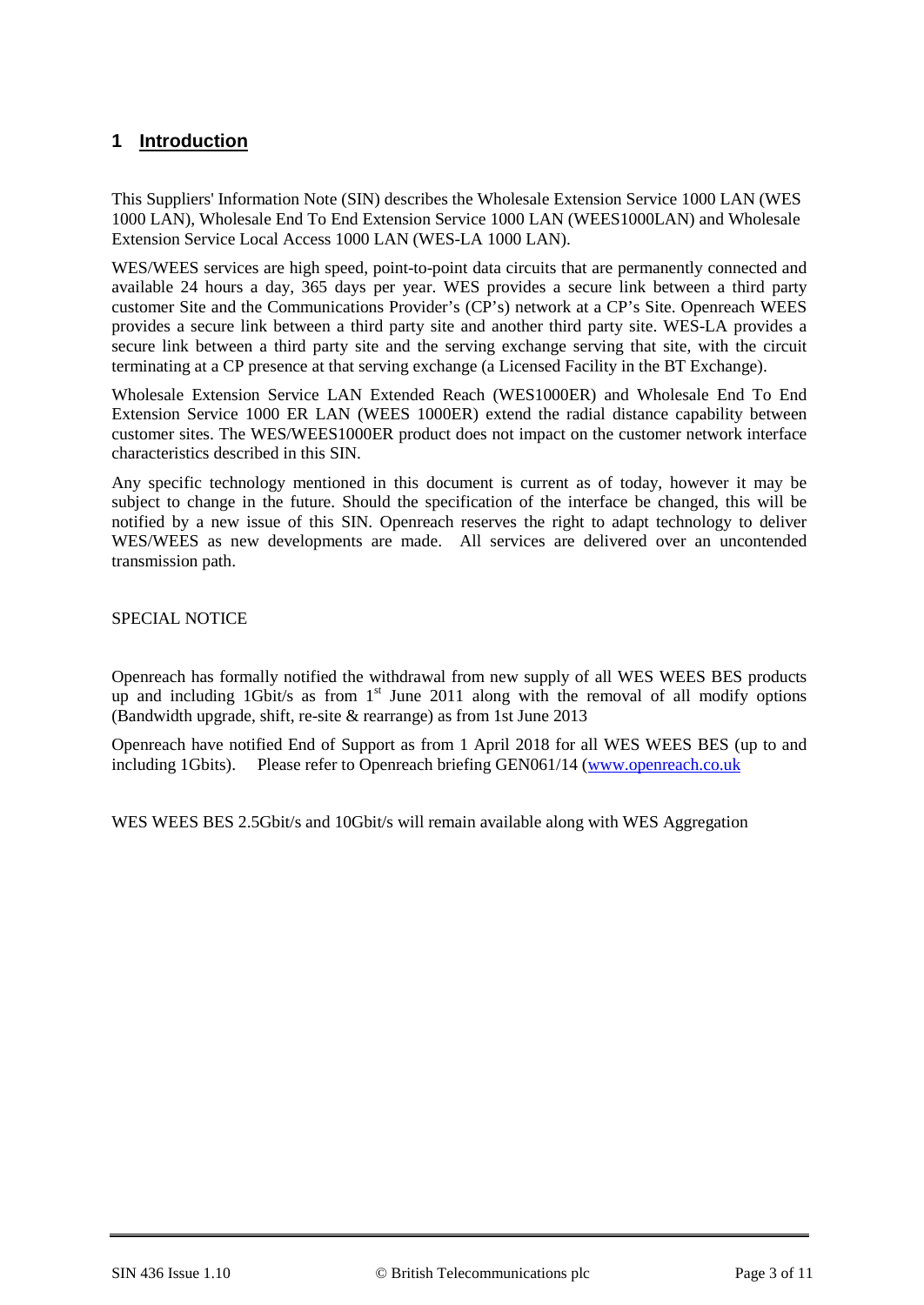# 1 Introduction

This Suppliers' Information Note (SIN) describes the Wholesale Extension Service 1000 LAN (WES 1000 LAN), Wholesale End To End Extension Service 1000 LAN (WEES1000LAN) and Wholesale Extension Service Local Access 1000 LAN (WES-LA 1000 LAN).

WES/WEES services are high speed, point-to-point data circuits that are permanently connected and available 24 hours a day, 365 days per year. WES provides a secure link between a third party customer Site and the Communications Provider's (CP's) network at a CP's Site. Openreach WEES provides a secure link between a third party site and another third party site. WES-LA provides a secure link between a third party site and the serving exchange serving that site, with the circuit terminating at a CP presence at that serving exchange (a Licensed Facility in the BT Exchange).

Wholesale Extension Service LAN Extended Reach (WES1000ER) and Wholesale End To End Extension Service 1000 ER LAN (WEES 1000ER) extend the radial distance capability between customer sites. The WES/WEES1000ER product does not impact on the customer network interface characteristics described in this SIN.

Any specific technology mentioned in this document is current as of today, however it may be subject to change in the future. Should the specification of the interface be changed, this will be notified by a new issue of this SIN. Openreach reserves the right to adapt technology to deliver WES/WEES as new developments are made. All services are delivered over an uncontended transmission path.

SPECIAL NOTICE

Openreach has formally notified the withdrawal from new supply of all WES WEES BES products up and including 1Gbit/s as from 1st June 2011 along with the removal of all modify options (Bandwidth upgrade, shift, re-site & rearrange) as from 1st June 2013

Openreach have notified End of Support as from 1 April 2018 for all WES WEES BES (up to and including 1Gbits). Please refer to Openreach briefing GEN061/14 (www.openreach.co.uk

WES WEES BES 2.5Gbit/s and 10Gbit/s will remain available along with WES Aggregation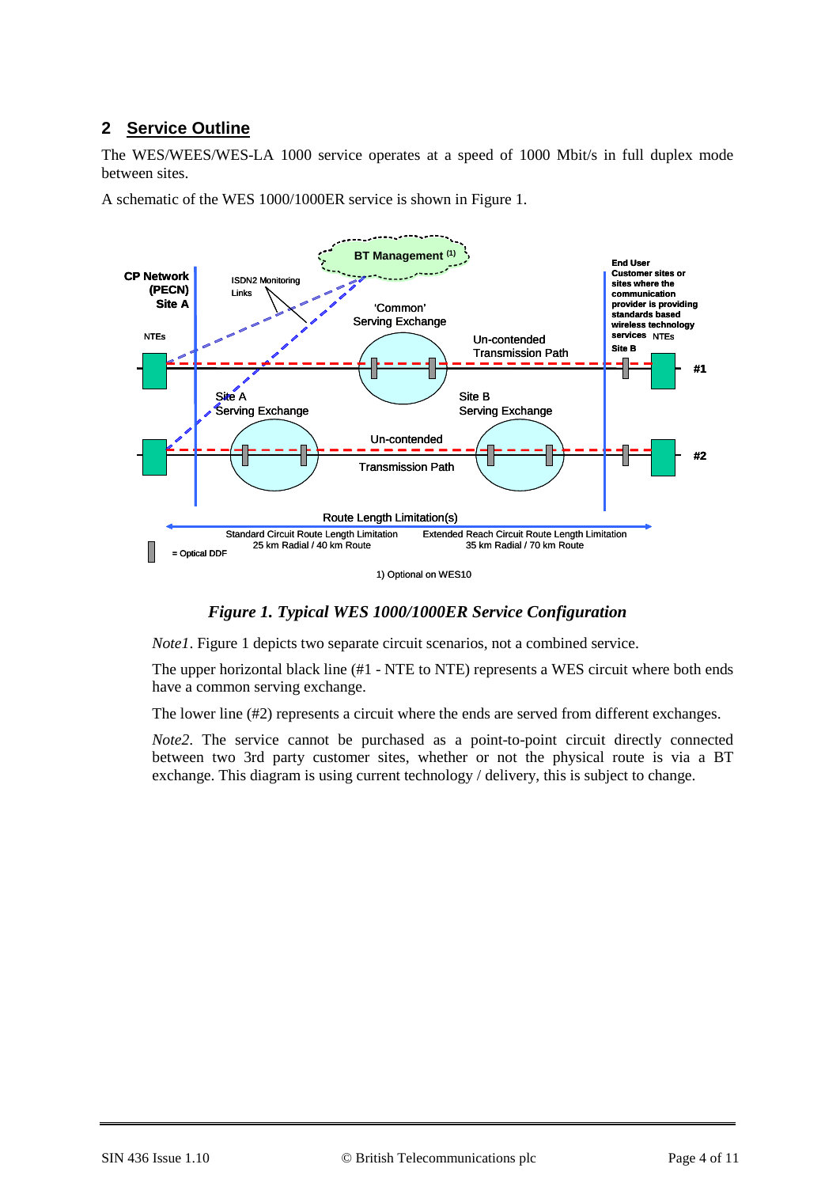## 2 Service Outline

The WES/WEES/WES-LA 1000 service operates at a speed of 1000 Mbit/s in full duplex mode between sites.

A schematic of the WES 1000/1000ER service is shown in Figure 1.

***Figure 1. Typical WES 1000/1000ER Service Configuration***

*Note1*. Figure 1 depicts two separate circuit scenarios, not a combined service.

The upper horizontal black line (#1 - NTE to NTE) represents a WES circuit where both ends have a common serving exchange.

The lower line (#2) represents a circuit where the ends are served from different exchanges.

*Note2*. The service cannot be purchased as a point-to-point circuit directly connected between two 3rd party customer sites, whether or not the physical route is via a BT exchange. This diagram is using current technology / delivery, this is subject to change.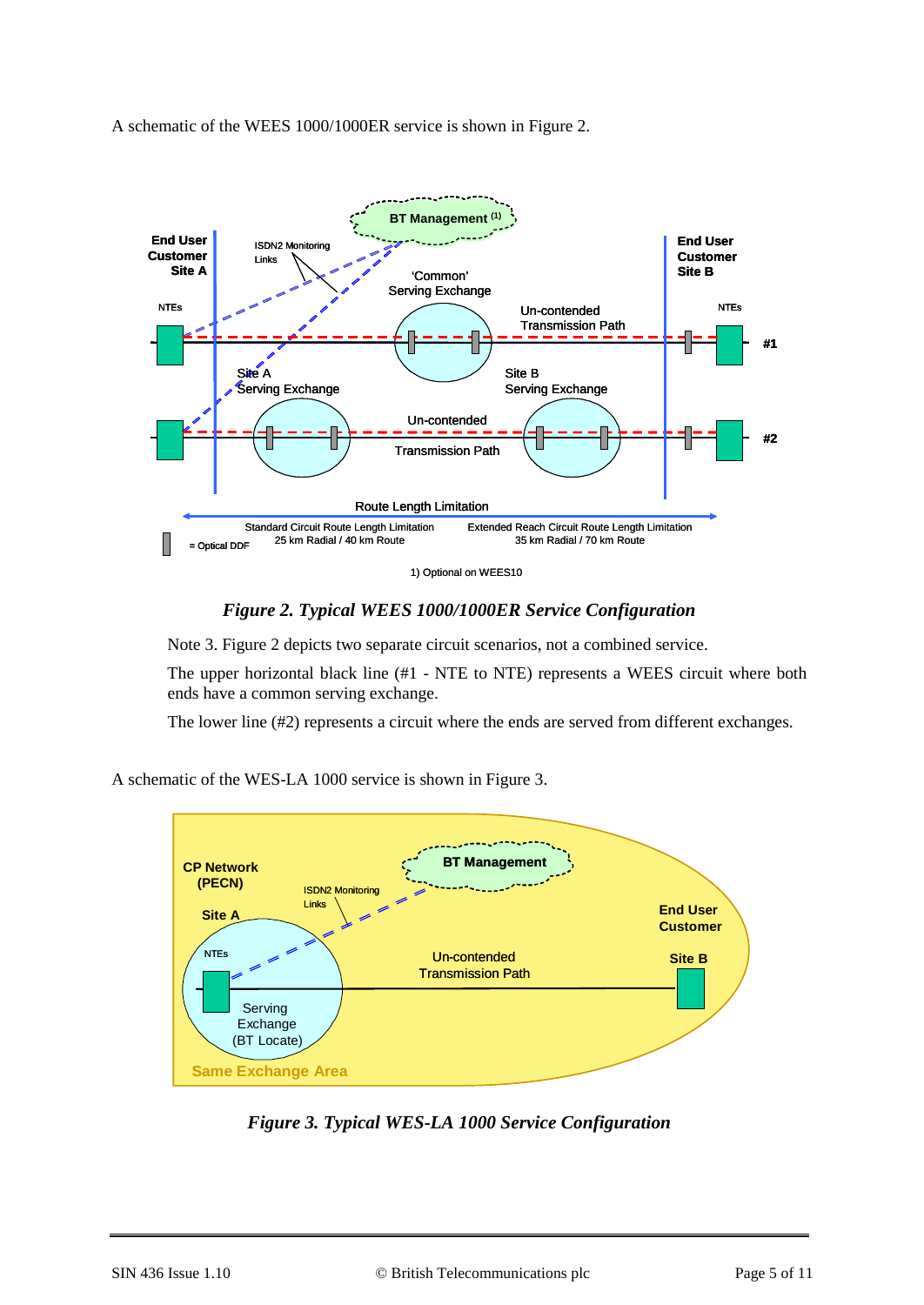A schematic of the WEES 1000/1000ER service is shown in Figure 2.

*Figure 2. Typical WEES 1000/1000ER Service Configuration*

Note 3. Figure 2 depicts two separate circuit scenarios, not a combined service.

The upper horizontal black line (#1 - NTE to NTE) represents a WEES circuit where both ends have a common serving exchange.

The lower line (#2) represents a circuit where the ends are served from different exchanges.

A schematic of the WES-LA 1000 service is shown in Figure 3.

*Figure 3. Typical WES-LA 1000 Service Configuration*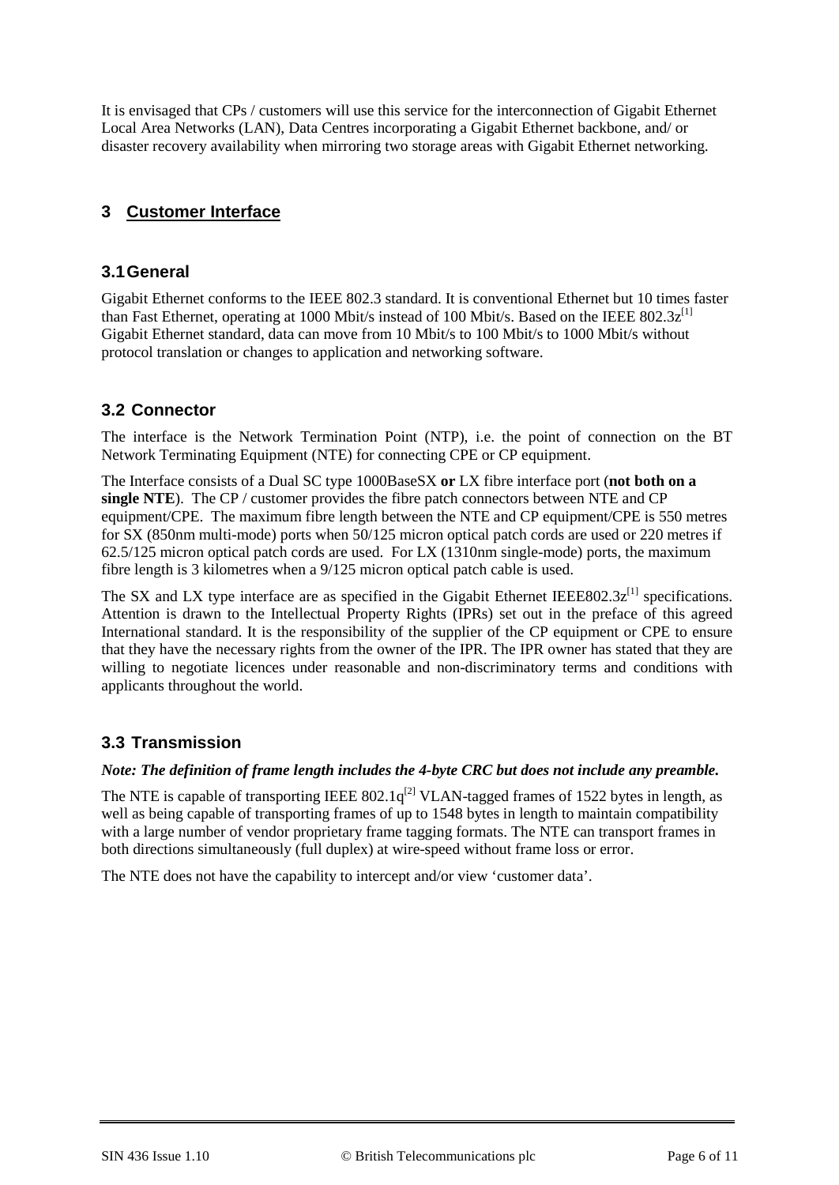It is envisaged that CPs / customers will use this service for the interconnection of Gigabit Ethernet Local Area Networks (LAN), Data Centres incorporating a Gigabit Ethernet backbone, and/ or disaster recovery availability when mirroring two storage areas with Gigabit Ethernet networking.

# 3 Customer Interface

## 3.1 General

Gigabit Ethernet conforms to the IEEE 802.3 standard. It is conventional Ethernet but 10 times faster than Fast Ethernet, operating at 1000 Mbit/s instead of 100 Mbit/s. Based on the IEEE 802.3z[1] Gigabit Ethernet standard, data can move from 10 Mbit/s to 100 Mbit/s to 1000 Mbit/s without protocol translation or changes to application and networking software.

## 3.2 Connector

The interface is the Network Termination Point (NTP), i.e. the point of connection on the BT Network Terminating Equipment (NTE) for connecting CPE or CP equipment.

The Interface consists of a Dual SC type 1000BaseSX **or** LX fibre interface port (**not both on a single NTE**). The CP / customer provides the fibre patch connectors between NTE and CP equipment/CPE. The maximum fibre length between the NTE and CP equipment/CPE is 550 metres for SX (850nm multi-mode) ports when 50/125 micron optical patch cords are used or 220 metres if 62.5/125 micron optical patch cords are used. For LX (1310nm single-mode) ports, the maximum fibre length is 3 kilometres when a 9/125 micron optical patch cable is used.

The SX and LX type interface are as specified in the Gigabit Ethernet IEEE802.3z[1] specifications. Attention is drawn to the Intellectual Property Rights (IPRs) set out in the preface of this agreed International standard. It is the responsibility of the supplier of the CP equipment or CPE to ensure that they have the necessary rights from the owner of the IPR. The IPR owner has stated that they are willing to negotiate licences under reasonable and non-discriminatory terms and conditions with applicants throughout the world.

## 3.3 Transmission

***Note: The definition of frame length includes the 4-byte CRC but does not include any preamble.***

The NTE is capable of transporting IEEE 802.1q[2] VLAN-tagged frames of 1522 bytes in length, as well as being capable of transporting frames of up to 1548 bytes in length to maintain compatibility with a large number of vendor proprietary frame tagging formats. The NTE can transport frames in both directions simultaneously (full duplex) at wire-speed without frame loss or error.

The NTE does not have the capability to intercept and/or view ‘customer data’.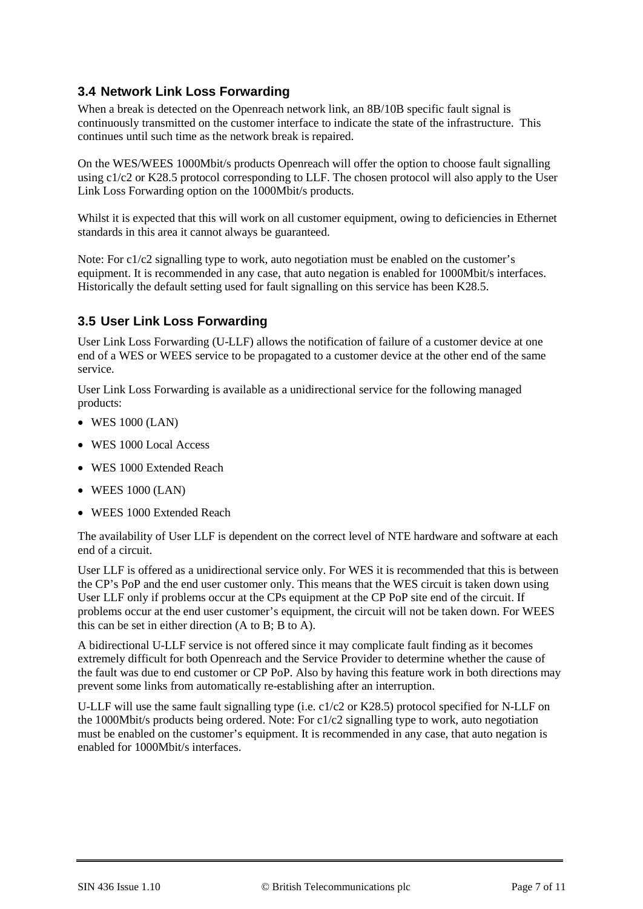### 3.4 Network Link Loss Forwarding

When a break is detected on the Openreach network link, an 8B/10B specific fault signal is continuously transmitted on the customer interface to indicate the state of the infrastructure. This continues until such time as the network break is repaired.

On the WES/WEES 1000Mbit/s products Openreach will offer the option to choose fault signalling using c1/c2 or K28.5 protocol corresponding to LLF. The chosen protocol will also apply to the User Link Loss Forwarding option on the 1000Mbit/s products.

Whilst it is expected that this will work on all customer equipment, owing to deficiencies in Ethernet standards in this area it cannot always be guaranteed.

Note: For c1/c2 signalling type to work, auto negotiation must be enabled on the customer's equipment. It is recommended in any case, that auto negation is enabled for 1000Mbit/s interfaces. Historically the default setting used for fault signalling on this service has been K28.5.

### 3.5 User Link Loss Forwarding

User Link Loss Forwarding (U-LLF) allows the notification of failure of a customer device at one end of a WES or WEES service to be propagated to a customer device at the other end of the same service.

User Link Loss Forwarding is available as a unidirectional service for the following managed products:

- WES 1000 (LAN)
- WES 1000 Local Access
- WES 1000 Extended Reach
- WEES 1000 (LAN)
- WEES 1000 Extended Reach

The availability of User LLF is dependent on the correct level of NTE hardware and software at each end of a circuit.

User LLF is offered as a unidirectional service only. For WES it is recommended that this is between the CP's PoP and the end user customer only. This means that the WES circuit is taken down using User LLF only if problems occur at the CPs equipment at the CP PoP site end of the circuit. If problems occur at the end user customer's equipment, the circuit will not be taken down. For WEES this can be set in either direction (A to B; B to A).

A bidirectional U-LLF service is not offered since it may complicate fault finding as it becomes extremely difficult for both Openreach and the Service Provider to determine whether the cause of the fault was due to end customer or CP PoP. Also by having this feature work in both directions may prevent some links from automatically re-establishing after an interruption.

U-LLF will use the same fault signalling type (i.e. c1/c2 or K28.5) protocol specified for N-LLF on the 1000Mbit/s products being ordered. Note: For c1/c2 signalling type to work, auto negotiation must be enabled on the customer's equipment. It is recommended in any case, that auto negation is enabled for 1000Mbit/s interfaces.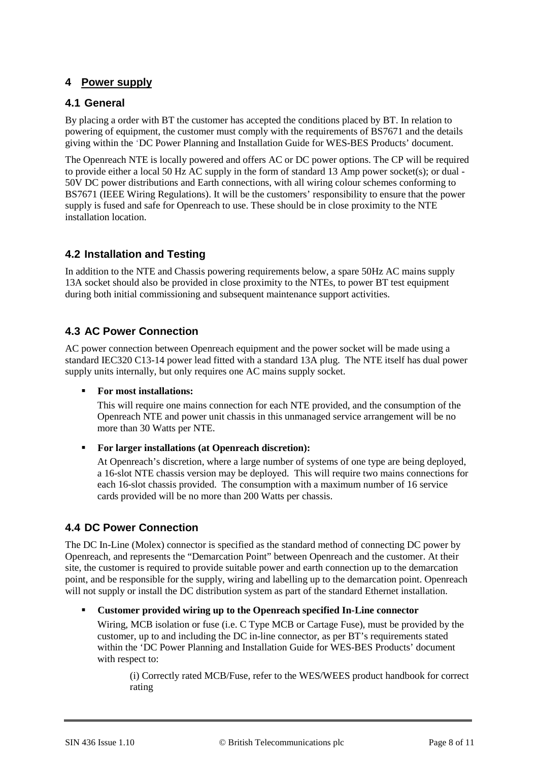# 4 Power supply

## 4.1 General

By placing a order with BT the customer has accepted the conditions placed by BT. In relation to powering of equipment, the customer must comply with the requirements of BS7671 and the details giving within the 'DC Power Planning and Installation Guide for WES-BES Products' document.

The Openreach NTE is locally powered and offers AC or DC power options. The CP will be required to provide either a local 50 Hz AC supply in the form of standard 13 Amp power socket(s); or dual -50V DC power distributions and Earth connections, with all wiring colour schemes conforming to BS7671 (IEEE Wiring Regulations). It will be the customers' responsibility to ensure that the power supply is fused and safe for Openreach to use. These should be in close proximity to the NTE installation location.

## 4.2 Installation and Testing

In addition to the NTE and Chassis powering requirements below, a spare 50Hz AC mains supply 13A socket should also be provided in close proximity to the NTEs, to power BT test equipment during both initial commissioning and subsequent maintenance support activities.

## 4.3 AC Power Connection

AC power connection between Openreach equipment and the power socket will be made using a standard IEC320 C13-14 power lead fitted with a standard 13A plug. The NTE itself has dual power supply units internally, but only requires one AC mains supply socket.

- **For most installations:**

  This will require one mains connection for each NTE provided, and the consumption of the Openreach NTE and power unit chassis in this unmanaged service arrangement will be no more than 30 Watts per NTE.

- **For larger installations (at Openreach discretion):**

  At Openreach's discretion, where a large number of systems of one type are being deployed, a 16-slot NTE chassis version may be deployed. This will require two mains connections for each 16-slot chassis provided. The consumption with a maximum number of 16 service cards provided will be no more than 200 Watts per chassis.

## 4.4 DC Power Connection

The DC In-Line (Molex) connector is specified as the standard method of connecting DC power by Openreach, and represents the "Demarcation Point" between Openreach and the customer. At their site, the customer is required to provide suitable power and earth connection up to the demarcation point, and be responsible for the supply, wiring and labelling up to the demarcation point. Openreach will not supply or install the DC distribution system as part of the standard Ethernet installation.

- **Customer provided wiring up to the Openreach specified In-Line connector**

  Wiring, MCB isolation or fuse (i.e. C Type MCB or Cartage Fuse), must be provided by the customer, up to and including the DC in-line connector, as per BT's requirements stated within the 'DC Power Planning and Installation Guide for WES-BES Products' document with respect to:

  (i) Correctly rated MCB/Fuse, refer to the WES/WEES product handbook for correct rating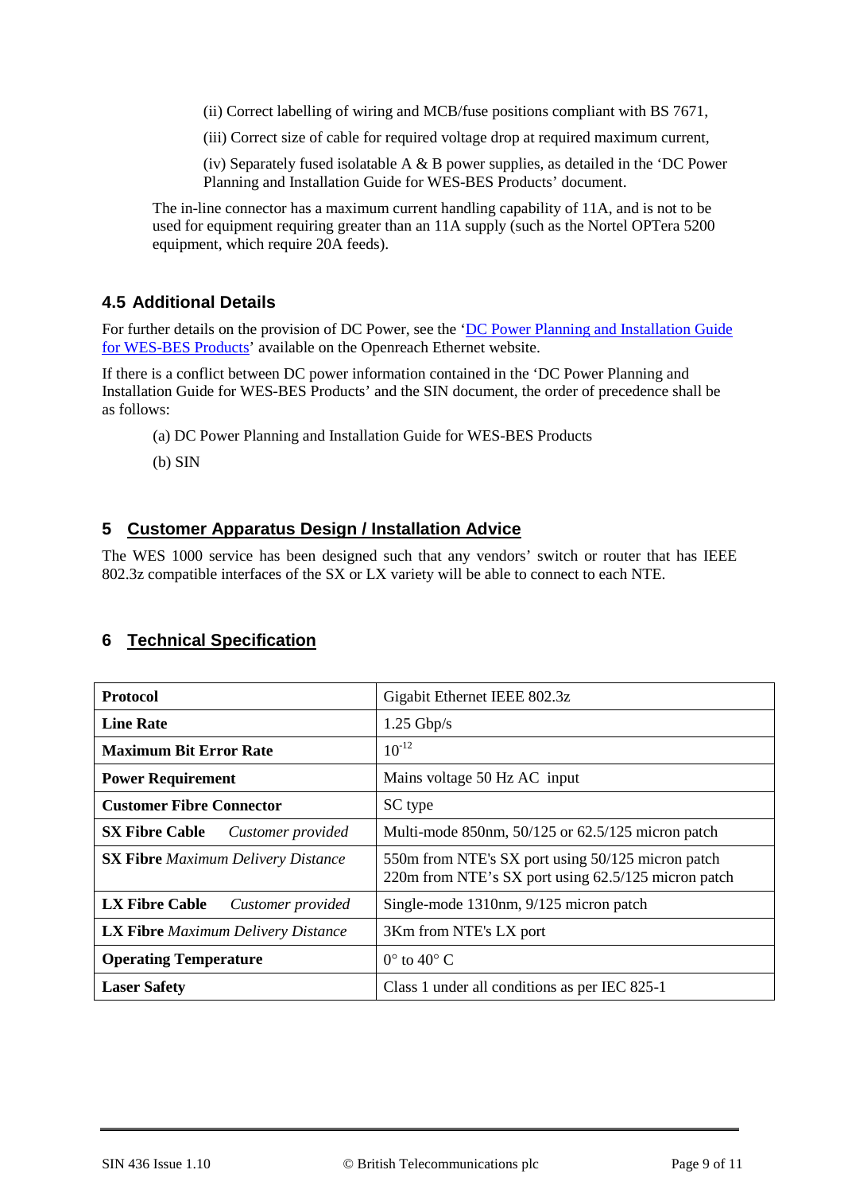(ii) Correct labelling of wiring and MCB/fuse positions compliant with BS 7671,

(iii) Correct size of cable for required voltage drop at required maximum current,

(iv) Separately fused isolatable A & B power supplies, as detailed in the 'DC Power Planning and Installation Guide for WES-BES Products' document.

The in-line connector has a maximum current handling capability of 11A, and is not to be used for equipment requiring greater than an 11A supply (such as the Nortel OPTera 5200 equipment, which require 20A feeds).

### 4.5 Additional Details

For further details on the provision of DC Power, see the 'DC Power Planning and Installation Guide for WES-BES Products' available on the Openreach Ethernet website.

If there is a conflict between DC power information contained in the 'DC Power Planning and Installation Guide for WES-BES Products' and the SIN document, the order of precedence shall be as follows:

(a) DC Power Planning and Installation Guide for WES-BES Products

(b) SIN

## 5 Customer Apparatus Design / Installation Advice

The WES 1000 service has been designed such that any vendors' switch or router that has IEEE 802.3z compatible interfaces of the SX or LX variety will be able to connect to each NTE.

## 6 Technical Specification

| | |
|---|---|
| **Protocol** | Gigabit Ethernet IEEE 802.3z |
| **Line Rate** | 1.25 Gbp/s |
| **Maximum Bit Error Rate** | $10^{-12}$ |
| **Power Requirement** | Mains voltage 50 Hz AC input |
| **Customer Fibre Connector** | SC type |
| **SX Fibre Cable** *Customer provided* | Multi-mode 850nm, 50/125 or 62.5/125 micron patch |
| **SX Fibre** *Maximum Delivery Distance* | 550m from NTE's SX port using 50/125 micron patch<br>220m from NTE's SX port using 62.5/125 micron patch |
| **LX Fibre Cable** *Customer provided* | Single-mode 1310nm, 9/125 micron patch |
| **LX Fibre** *Maximum Delivery Distance* | 3Km from NTE's LX port |
| **Operating Temperature** | 0° to 40° C |
| **Laser Safety** | Class 1 under all conditions as per IEC 825-1 |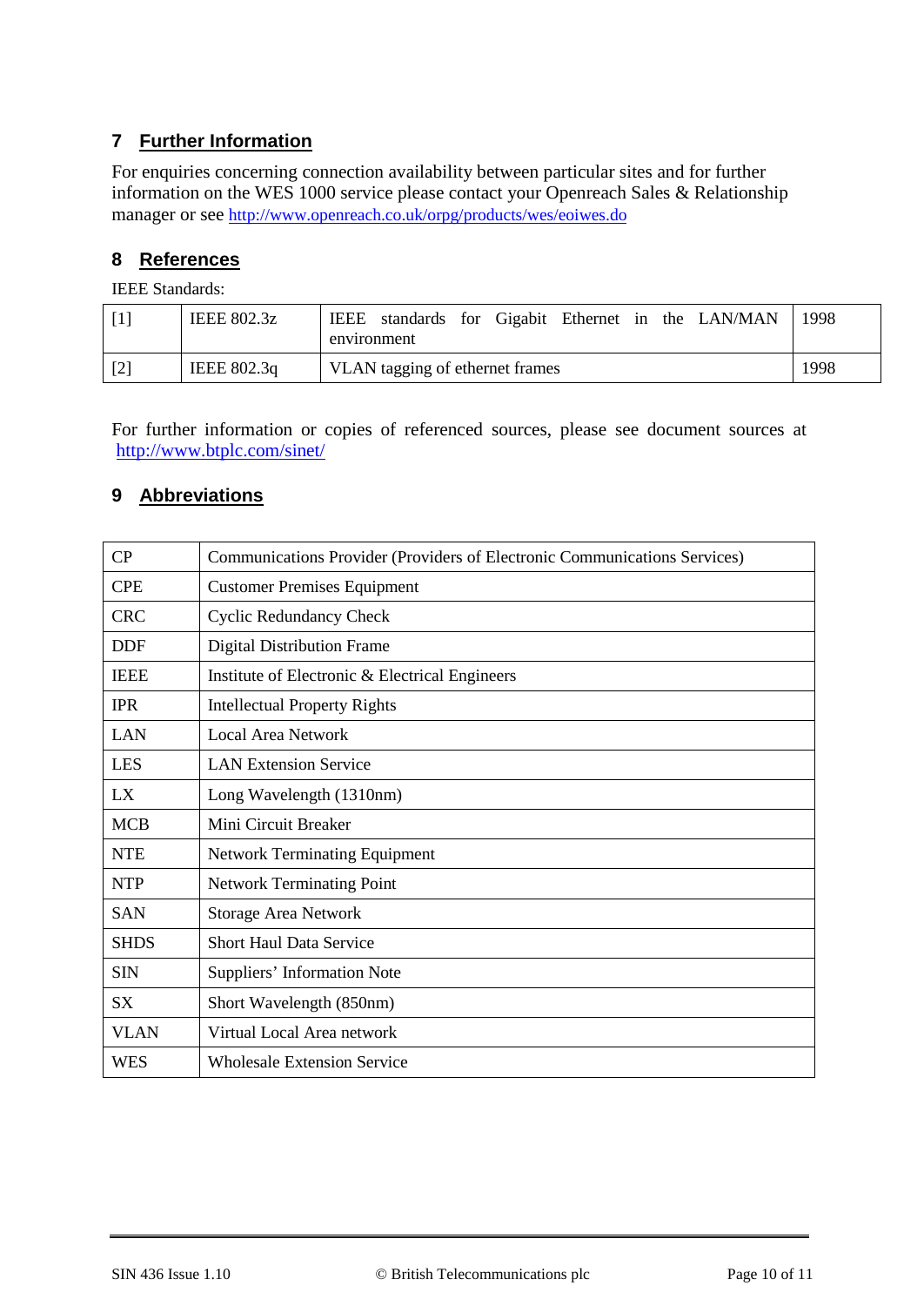## 7 Further Information

For enquiries concerning connection availability between particular sites and for further information on the WES 1000 service please contact your Openreach Sales & Relationship manager or see http://www.openreach.co.uk/orpg/products/wes/eoiwes.do

## 8 References

IEEE Standards:

| | | | |
|---|---|---|---|
| [1] | IEEE 802.3z | IEEE standards for Gigabit Ethernet in the LAN/MAN environment | 1998 |
| [2] | IEEE 802.3q | VLAN tagging of ethernet frames | 1998 |

For further information or copies of referenced sources, please see document sources at http://www.btplc.com/sinet/

## 9 Abbreviations

| | |
|---|---|
| CP | Communications Provider (Providers of Electronic Communications Services) |
| CPE | Customer Premises Equipment |
| CRC | Cyclic Redundancy Check |
| DDF | Digital Distribution Frame |
| IEEE | Institute of Electronic & Electrical Engineers |
| IPR | Intellectual Property Rights |
| LAN | Local Area Network |
| LES | LAN Extension Service |
| LX | Long Wavelength (1310nm) |
| MCB | Mini Circuit Breaker |
| NTE | Network Terminating Equipment |
| NTP | Network Terminating Point |
| SAN | Storage Area Network |
| SHDS | Short Haul Data Service |
| SIN | Suppliers' Information Note |
| SX | Short Wavelength (850nm) |
| VLAN | Virtual Local Area network |
| WES | Wholesale Extension Service |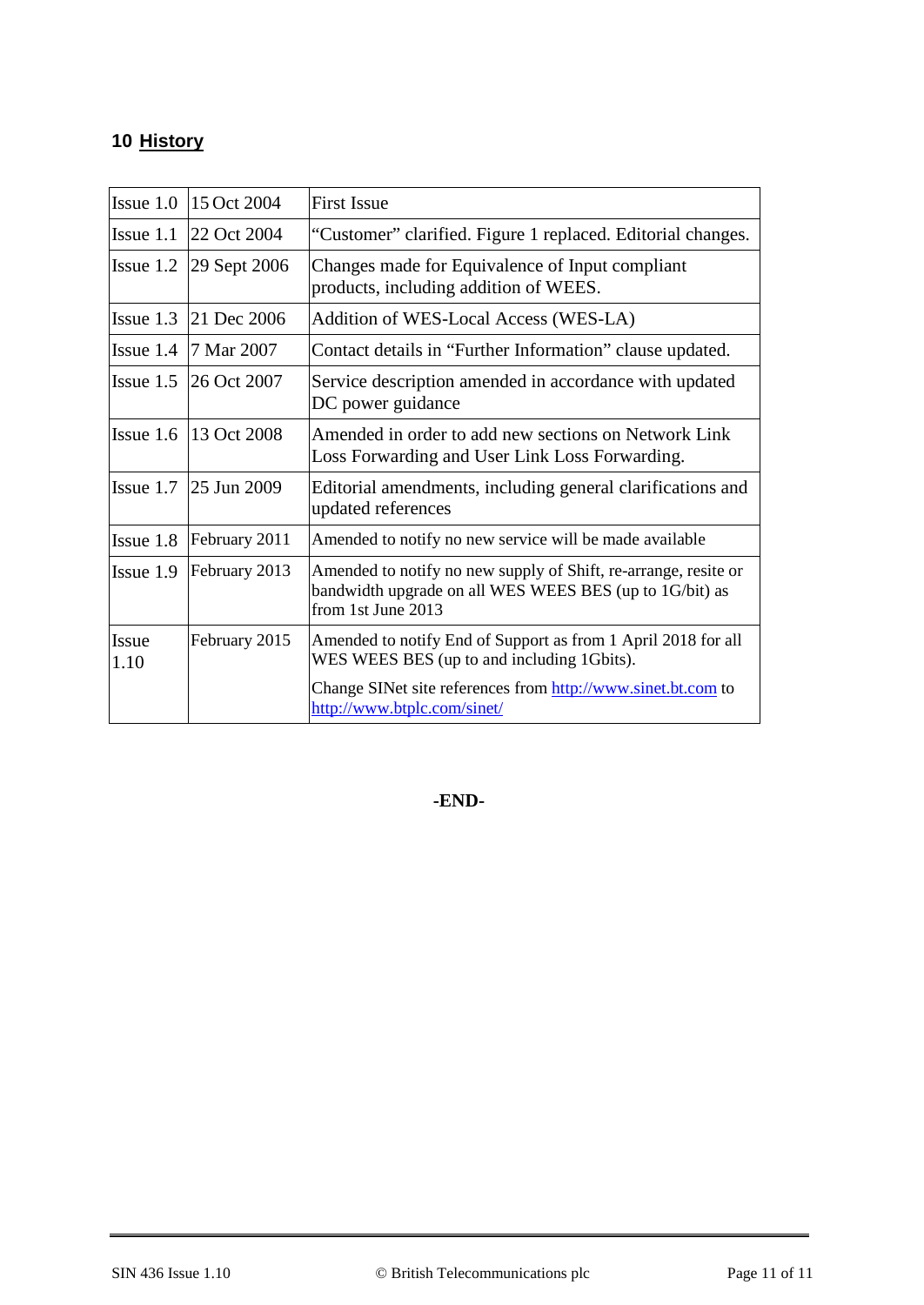## 10 History

| | | |
|---|---|---|
| Issue 1.0 | 15 Oct 2004 | First Issue |
| Issue 1.1 | 22 Oct 2004 | "Customer" clarified. Figure 1 replaced. Editorial changes. |
| Issue 1.2 | 29 Sept 2006 | Changes made for Equivalence of Input compliant products, including addition of WEES. |
| Issue 1.3 | 21 Dec 2006 | Addition of WES-Local Access (WES-LA) |
| Issue 1.4 | 7 Mar 2007 | Contact details in "Further Information" clause updated. |
| Issue 1.5 | 26 Oct 2007 | Service description amended in accordance with updated DC power guidance |
| Issue 1.6 | 13 Oct 2008 | Amended in order to add new sections on Network Link Loss Forwarding and User Link Loss Forwarding. |
| Issue 1.7 | 25 Jun 2009 | Editorial amendments, including general clarifications and updated references |
| Issue 1.8 | February 2011 | Amended to notify no new service will be made available |
| Issue 1.9 | February 2013 | Amended to notify no new supply of Shift, re-arrange, resite or bandwidth upgrade on all WES WEES BES (up to 1G/bit) as from 1st June 2013 |
| Issue 1.10 | February 2015 | Amended to notify End of Support as from 1 April 2018 for all WES WEES BES (up to and including 1Gbits).<br>Change SINet site references from http://www.sinet.bt.com to http://www.btplc.com/sinet/ |

**-END-**